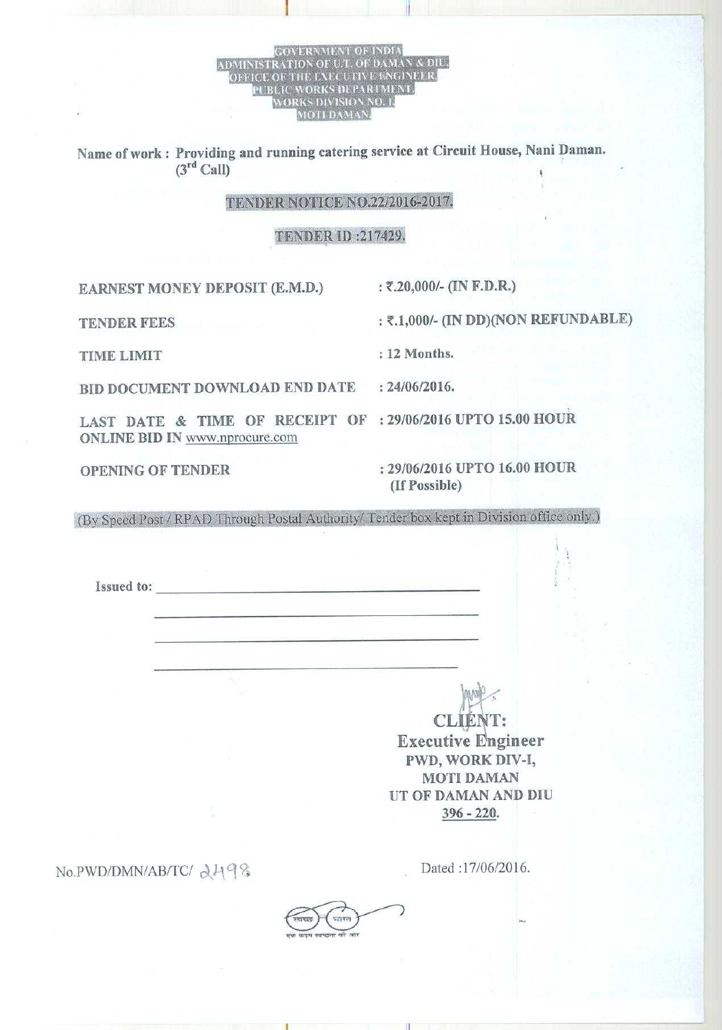GOVERNMENT OF INDIA
ADMINISTRATION OF U.T. OF DAMAN & DIU,
OFFICE OF THE EXECUTIVE ENGINEER,
PUBLIC WORKS DEPARTMENT,
WORKS DIVISION NO. I,
MOTI DAMAN.

Name of work : Providing and running catering service at Circuit House, Nani Daman. (3rd Call)

## TENDER NOTICE NO.22/2016-2017.

## TENDER ID :217429.

| | |
|---|---|
| EARNEST MONEY DEPOSIT (E.M.D.) | : ₹.20,000/- (IN F.D.R.) |
| TENDER FEES | : ₹.1,000/- (IN DD)(NON REFUNDABLE) |
| TIME LIMIT | : 12 Months. |
| BID DOCUMENT DOWNLOAD END DATE | : 24/06/2016. |
| LAST DATE & TIME OF RECEIPT OF ONLINE BID IN www.nprocure.com | : 29/06/2016 UPTO 15.00 HOUR |
| OPENING OF TENDER | : 29/06/2016 UPTO 16.00 HOUR (If Possible) |

(By Speed Post / RPAD Through Postal Authority/ Tender box kept in Division office only.)

Issued to: ______________________________

______________________________

______________________________

______________________________

CLIENT:
Executive Engineer
PWD, WORK DIV-I,
MOTI DAMAN
UT OF DAMAN AND DIU
396 - 220.

No.PWD/DMN/AB/TC/ 2498

Dated :17/06/2016.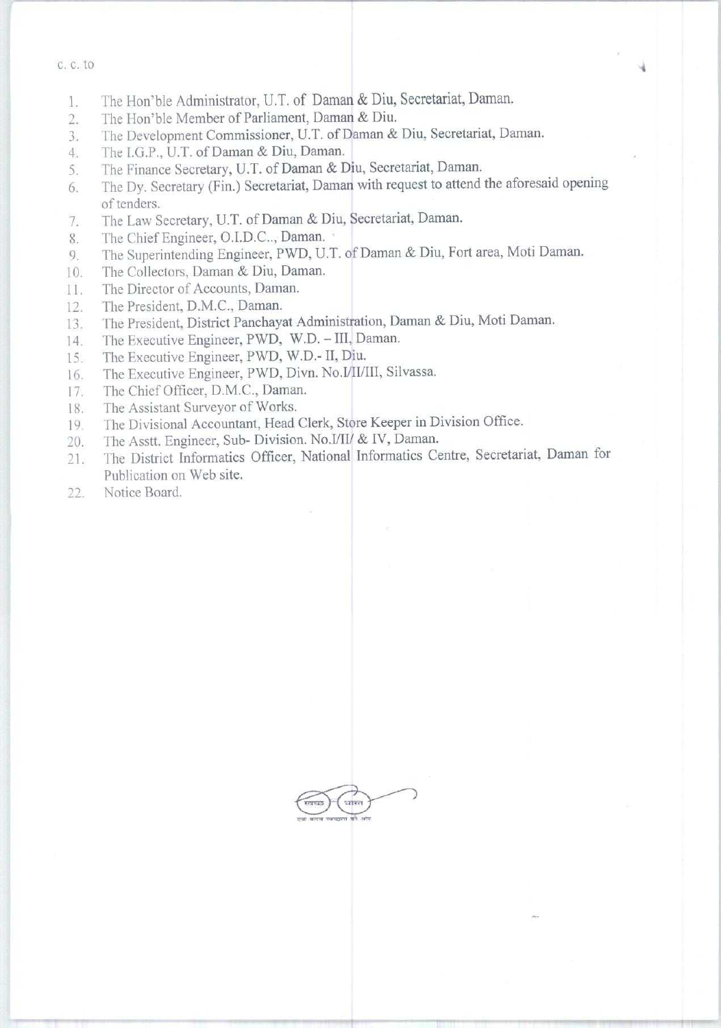c. c. to

1. The Hon'ble Administrator, U.T. of Daman & Diu, Secretariat, Daman.
2. The Hon'ble Member of Parliament, Daman & Diu.
3. The Development Commissioner, U.T. of Daman & Diu, Secretariat, Daman.
4. The I.G.P., U.T. of Daman & Diu, Daman.
5. The Finance Secretary, U.T. of Daman & Diu, Secretariat, Daman.
6. The Dy. Secretary (Fin.) Secretariat, Daman with request to attend the aforesaid opening of tenders.
7. The Law Secretary, U.T. of Daman & Diu, Secretariat, Daman.
8. The Chief Engineer, O.I.D.C.., Daman.
9. The Superintending Engineer, PWD, U.T. of Daman & Diu, Fort area, Moti Daman.
10. The Collectors, Daman & Diu, Daman.
11. The Director of Accounts, Daman.
12. The President, D.M.C., Daman.
13. The President, District Panchayat Administration, Daman & Diu, Moti Daman.
14. The Executive Engineer, PWD, W.D. – III, Daman.
15. The Executive Engineer, PWD, W.D.- II, Diu.
16. The Executive Engineer, PWD, Divn. No.I/II/III, Silvassa.
17. The Chief Officer, D.M.C., Daman.
18. The Assistant Surveyor of Works.
19. The Divisional Accountant, Head Clerk, Store Keeper in Division Office.
20. The Asstt. Engineer, Sub- Division. No.I/II/ & IV, Daman.
21. The District Informatics Officer, National Informatics Centre, Secretariat, Daman for Publication on Web site.
22. Notice Board.